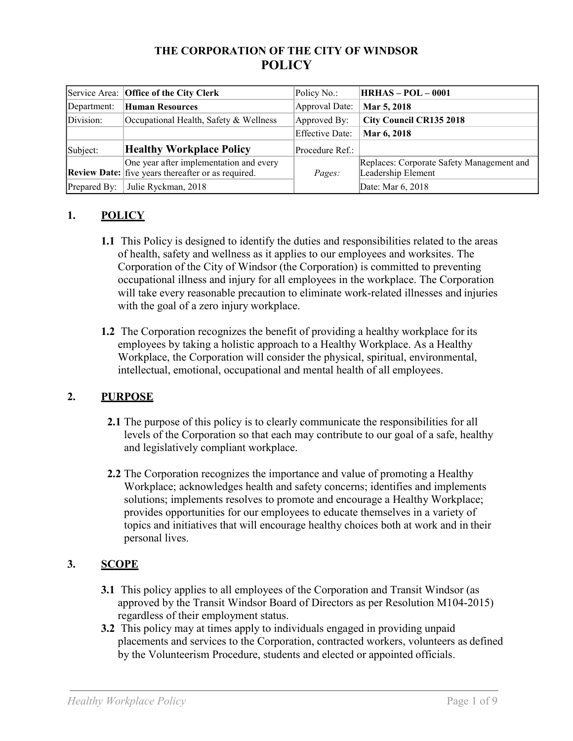# THE CORPORATION OF THE CITY OF WINDSOR
# POLICY

| Service Area: | **Office of the City Clerk** | Policy No.: | **HRHAS – POL – 0001** |
|---|---|---|---|
| Department: | **Human Resources** | Approval Date: | **Mar 5, 2018** |
| Division: | Occupational Health, Safety & Wellness | Approved By: | **City Council CR135 2018** |
| | | Effective Date: | **Mar 6, 2018** |
| Subject: | **Healthy Workplace Policy** | Procedure Ref.: | |
| **Review Date:** | One year after implementation and every five years thereafter or as required. | *Pages:* | Replaces: Corporate Safety Management and Leadership Element |
| Prepared By: | Julie Ryckman, 2018 | | Date: Mar 6, 2018 |

## 1. POLICY

**1.1** This Policy is designed to identify the duties and responsibilities related to the areas of health, safety and wellness as it applies to our employees and worksites. The Corporation of the City of Windsor (the Corporation) is committed to preventing occupational illness and injury for all employees in the workplace. The Corporation will take every reasonable precaution to eliminate work-related illnesses and injuries with the goal of a zero injury workplace.

**1.2** The Corporation recognizes the benefit of providing a healthy workplace for its employees by taking a holistic approach to a Healthy Workplace. As a Healthy Workplace, the Corporation will consider the physical, spiritual, environmental, intellectual, emotional, occupational and mental health of all employees.

## 2. PURPOSE

**2.1** The purpose of this policy is to clearly communicate the responsibilities for all levels of the Corporation so that each may contribute to our goal of a safe, healthy and legislatively compliant workplace.

**2.2** The Corporation recognizes the importance and value of promoting a Healthy Workplace; acknowledges health and safety concerns; identifies and implements solutions; implements resolves to promote and encourage a Healthy Workplace; provides opportunities for our employees to educate themselves in a variety of topics and initiatives that will encourage healthy choices both at work and in their personal lives.

## 3. SCOPE

**3.1** This policy applies to all employees of the Corporation and Transit Windsor (as approved by the Transit Windsor Board of Directors as per Resolution M104-2015) regardless of their employment status.

**3.2** This policy may at times apply to individuals engaged in providing unpaid placements and services to the Corporation, contracted workers, volunteers as defined by the Volunteerism Procedure, students and elected or appointed officials.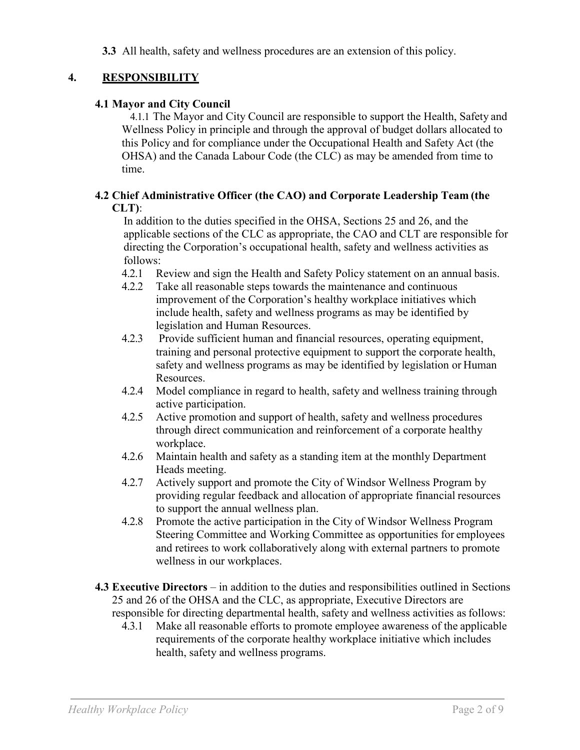**3.3** All health, safety and wellness procedures are an extension of this policy.

## 4. RESPONSIBILITY

### 4.1 Mayor and City Council

4.1.1 The Mayor and City Council are responsible to support the Health, Safety and Wellness Policy in principle and through the approval of budget dollars allocated to this Policy and for compliance under the Occupational Health and Safety Act (the OHSA) and the Canada Labour Code (the CLC) as may be amended from time to time.

### 4.2 Chief Administrative Officer (the CAO) and Corporate Leadership Team (the CLT):

In addition to the duties specified in the OHSA, Sections 25 and 26, and the applicable sections of the CLC as appropriate, the CAO and CLT are responsible for directing the Corporation's occupational health, safety and wellness activities as follows:

- 4.2.1 Review and sign the Health and Safety Policy statement on an annual basis.
- 4.2.2 Take all reasonable steps towards the maintenance and continuous improvement of the Corporation's healthy workplace initiatives which include health, safety and wellness programs as may be identified by legislation and Human Resources.
- 4.2.3 Provide sufficient human and financial resources, operating equipment, training and personal protective equipment to support the corporate health, safety and wellness programs as may be identified by legislation or Human Resources.
- 4.2.4 Model compliance in regard to health, safety and wellness training through active participation.
- 4.2.5 Active promotion and support of health, safety and wellness procedures through direct communication and reinforcement of a corporate healthy workplace.
- 4.2.6 Maintain health and safety as a standing item at the monthly Department Heads meeting.
- 4.2.7 Actively support and promote the City of Windsor Wellness Program by providing regular feedback and allocation of appropriate financial resources to support the annual wellness plan.
- 4.2.8 Promote the active participation in the City of Windsor Wellness Program Steering Committee and Working Committee as opportunities for employees and retirees to work collaboratively along with external partners to promote wellness in our workplaces.

**4.3 Executive Directors** – in addition to the duties and responsibilities outlined in Sections 25 and 26 of the OHSA and the CLC, as appropriate, Executive Directors are responsible for directing departmental health, safety and wellness activities as follows:

- 4.3.1 Make all reasonable efforts to promote employee awareness of the applicable requirements of the corporate healthy workplace initiative which includes health, safety and wellness programs.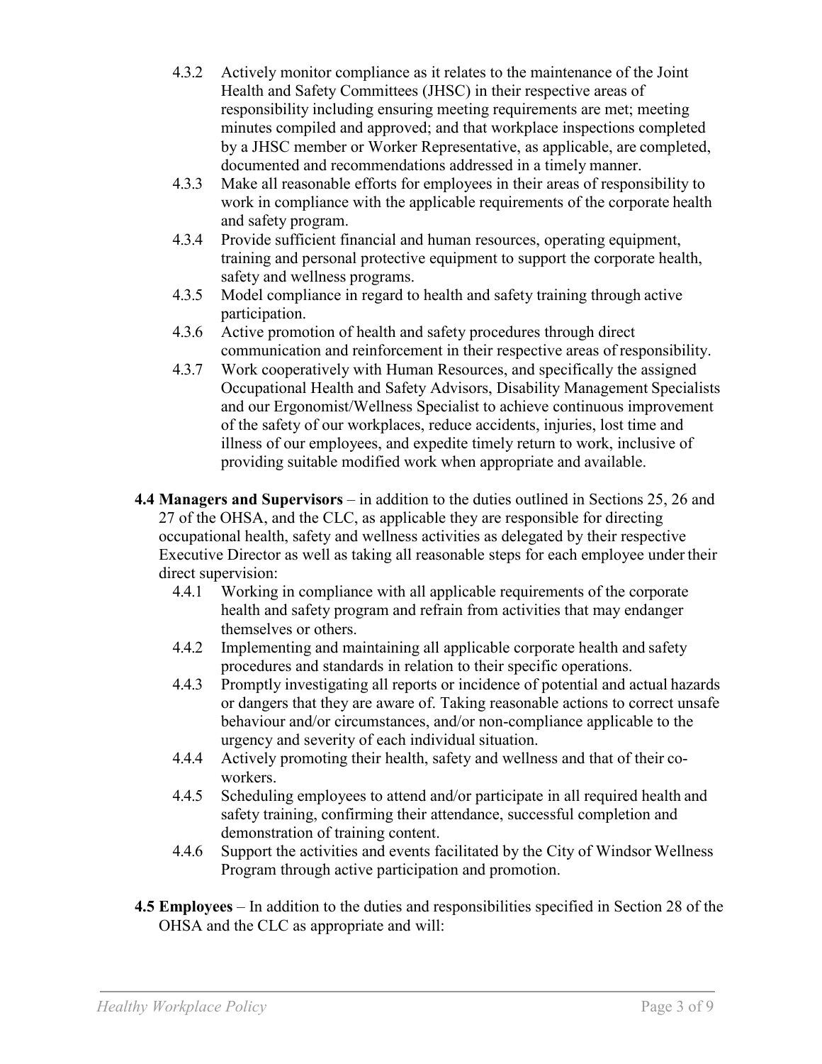- 4.3.2 Actively monitor compliance as it relates to the maintenance of the Joint Health and Safety Committees (JHSC) in their respective areas of responsibility including ensuring meeting requirements are met; meeting minutes compiled and approved; and that workplace inspections completed by a JHSC member or Worker Representative, as applicable, are completed, documented and recommendations addressed in a timely manner.
- 4.3.3 Make all reasonable efforts for employees in their areas of responsibility to work in compliance with the applicable requirements of the corporate health and safety program.
- 4.3.4 Provide sufficient financial and human resources, operating equipment, training and personal protective equipment to support the corporate health, safety and wellness programs.
- 4.3.5 Model compliance in regard to health and safety training through active participation.
- 4.3.6 Active promotion of health and safety procedures through direct communication and reinforcement in their respective areas of responsibility.
- 4.3.7 Work cooperatively with Human Resources, and specifically the assigned Occupational Health and Safety Advisors, Disability Management Specialists and our Ergonomist/Wellness Specialist to achieve continuous improvement of the safety of our workplaces, reduce accidents, injuries, lost time and illness of our employees, and expedite timely return to work, inclusive of providing suitable modified work when appropriate and available.

**4.4 Managers and Supervisors** – in addition to the duties outlined in Sections 25, 26 and 27 of the OHSA, and the CLC, as applicable they are responsible for directing occupational health, safety and wellness activities as delegated by their respective Executive Director as well as taking all reasonable steps for each employee under their direct supervision:

- 4.4.1 Working in compliance with all applicable requirements of the corporate health and safety program and refrain from activities that may endanger themselves or others.
- 4.4.2 Implementing and maintaining all applicable corporate health and safety procedures and standards in relation to their specific operations.
- 4.4.3 Promptly investigating all reports or incidence of potential and actual hazards or dangers that they are aware of. Taking reasonable actions to correct unsafe behaviour and/or circumstances, and/or non-compliance applicable to the urgency and severity of each individual situation.
- 4.4.4 Actively promoting their health, safety and wellness and that of their co-workers.
- 4.4.5 Scheduling employees to attend and/or participate in all required health and safety training, confirming their attendance, successful completion and demonstration of training content.
- 4.4.6 Support the activities and events facilitated by the City of Windsor Wellness Program through active participation and promotion.

**4.5 Employees** – In addition to the duties and responsibilities specified in Section 28 of the OHSA and the CLC as appropriate and will: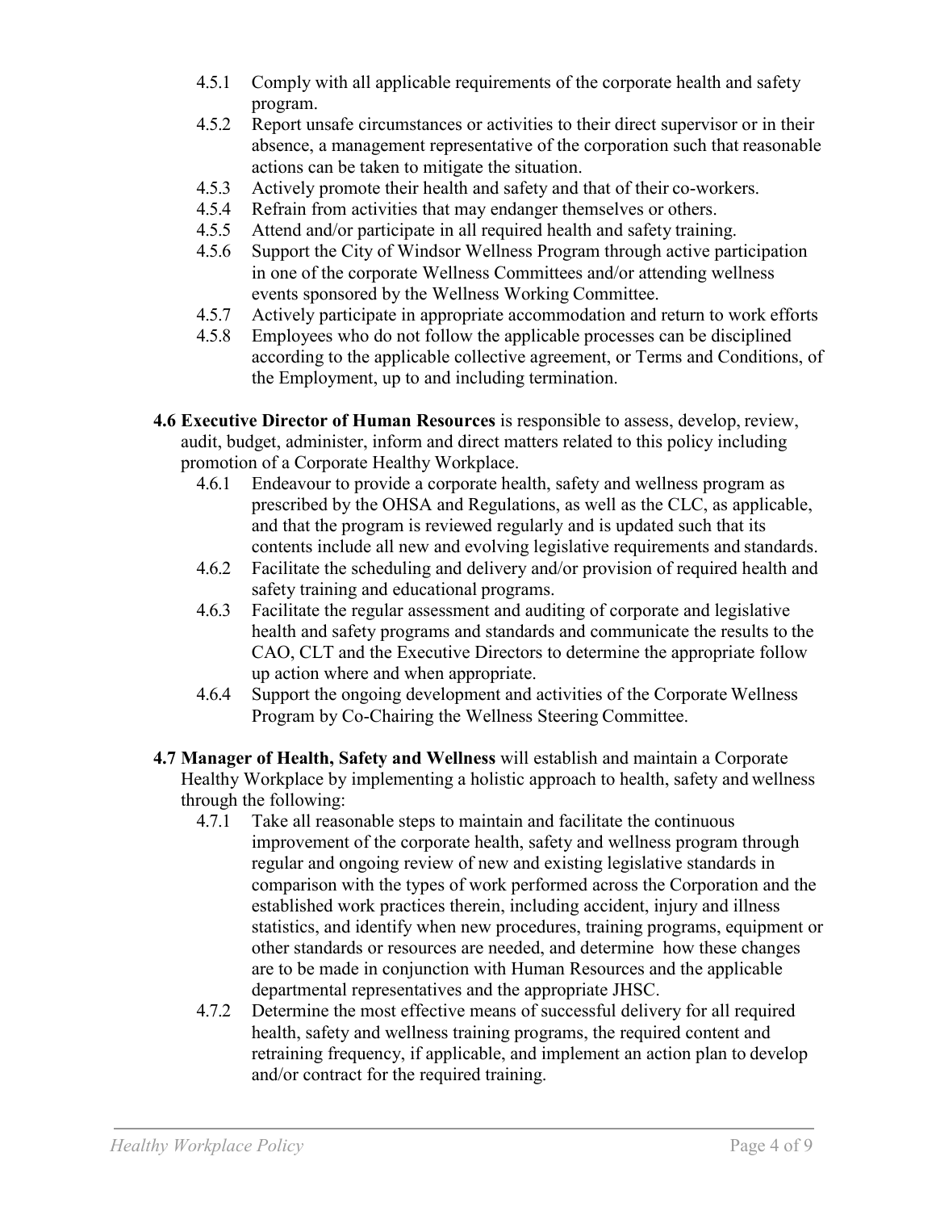- 4.5.1 Comply with all applicable requirements of the corporate health and safety program.
- 4.5.2 Report unsafe circumstances or activities to their direct supervisor or in their absence, a management representative of the corporation such that reasonable actions can be taken to mitigate the situation.
- 4.5.3 Actively promote their health and safety and that of their co-workers.
- 4.5.4 Refrain from activities that may endanger themselves or others.
- 4.5.5 Attend and/or participate in all required health and safety training.
- 4.5.6 Support the City of Windsor Wellness Program through active participation in one of the corporate Wellness Committees and/or attending wellness events sponsored by the Wellness Working Committee.
- 4.5.7 Actively participate in appropriate accommodation and return to work efforts
- 4.5.8 Employees who do not follow the applicable processes can be disciplined according to the applicable collective agreement, or Terms and Conditions, of the Employment, up to and including termination.

**4.6 Executive Director of Human Resources** is responsible to assess, develop, review, audit, budget, administer, inform and direct matters related to this policy including promotion of a Corporate Healthy Workplace.

- 4.6.1 Endeavour to provide a corporate health, safety and wellness program as prescribed by the OHSA and Regulations, as well as the CLC, as applicable, and that the program is reviewed regularly and is updated such that its contents include all new and evolving legislative requirements and standards.
- 4.6.2 Facilitate the scheduling and delivery and/or provision of required health and safety training and educational programs.
- 4.6.3 Facilitate the regular assessment and auditing of corporate and legislative health and safety programs and standards and communicate the results to the CAO, CLT and the Executive Directors to determine the appropriate follow up action where and when appropriate.
- 4.6.4 Support the ongoing development and activities of the Corporate Wellness Program by Co-Chairing the Wellness Steering Committee.

**4.7 Manager of Health, Safety and Wellness** will establish and maintain a Corporate Healthy Workplace by implementing a holistic approach to health, safety and wellness through the following:

- 4.7.1 Take all reasonable steps to maintain and facilitate the continuous improvement of the corporate health, safety and wellness program through regular and ongoing review of new and existing legislative standards in comparison with the types of work performed across the Corporation and the established work practices therein, including accident, injury and illness statistics, and identify when new procedures, training programs, equipment or other standards or resources are needed, and determine how these changes are to be made in conjunction with Human Resources and the applicable departmental representatives and the appropriate JHSC.
- 4.7.2 Determine the most effective means of successful delivery for all required health, safety and wellness training programs, the required content and retraining frequency, if applicable, and implement an action plan to develop and/or contract for the required training.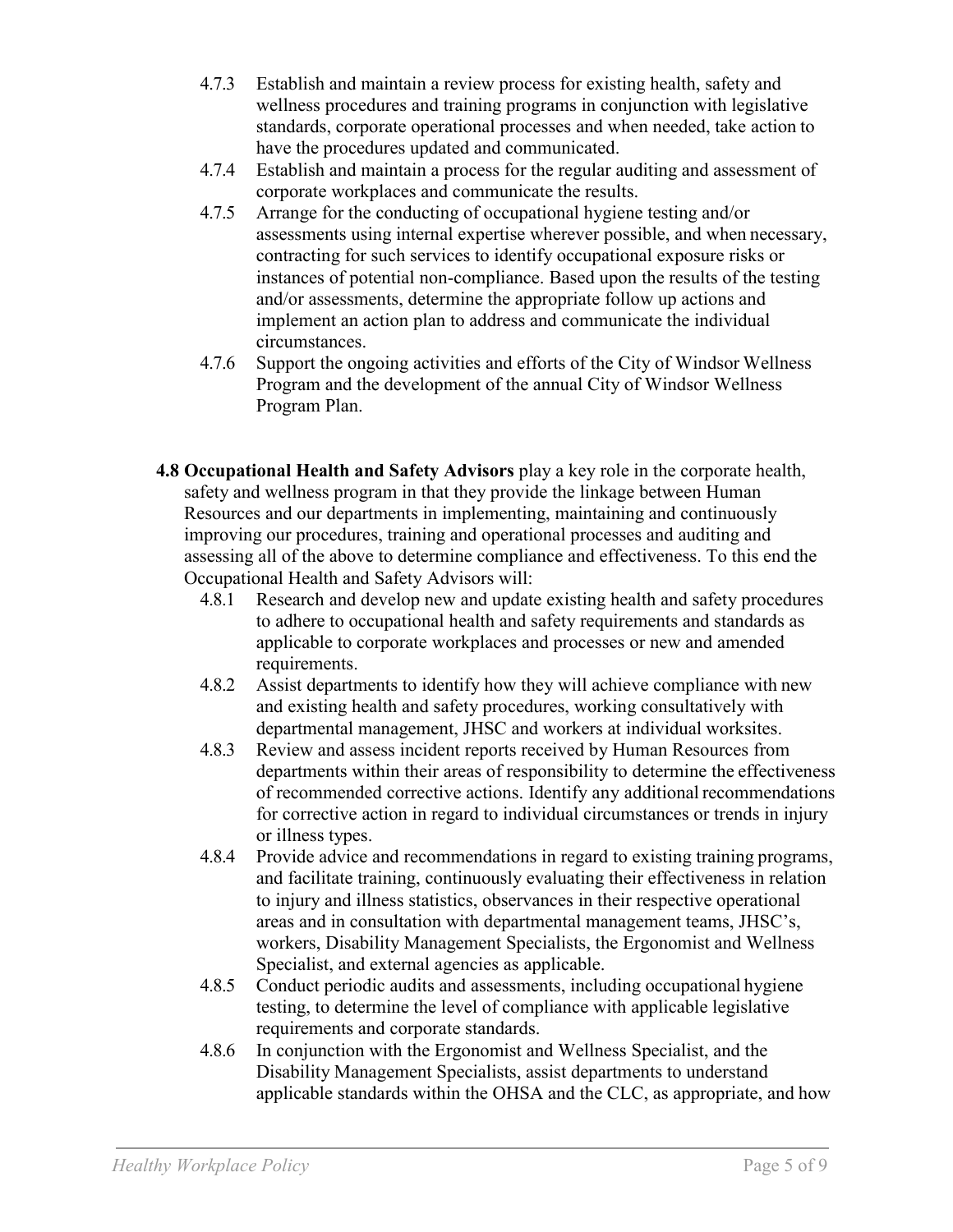4.7.3 Establish and maintain a review process for existing health, safety and wellness procedures and training programs in conjunction with legislative standards, corporate operational processes and when needed, take action to have the procedures updated and communicated.

4.7.4 Establish and maintain a process for the regular auditing and assessment of corporate workplaces and communicate the results.

4.7.5 Arrange for the conducting of occupational hygiene testing and/or assessments using internal expertise wherever possible, and when necessary, contracting for such services to identify occupational exposure risks or instances of potential non-compliance. Based upon the results of the testing and/or assessments, determine the appropriate follow up actions and implement an action plan to address and communicate the individual circumstances.

4.7.6 Support the ongoing activities and efforts of the City of Windsor Wellness Program and the development of the annual City of Windsor Wellness Program Plan.

**4.8 Occupational Health and Safety Advisors** play a key role in the corporate health, safety and wellness program in that they provide the linkage between Human Resources and our departments in implementing, maintaining and continuously improving our procedures, training and operational processes and auditing and assessing all of the above to determine compliance and effectiveness. To this end the Occupational Health and Safety Advisors will:

4.8.1 Research and develop new and update existing health and safety procedures to adhere to occupational health and safety requirements and standards as applicable to corporate workplaces and processes or new and amended requirements.

4.8.2 Assist departments to identify how they will achieve compliance with new and existing health and safety procedures, working consultatively with departmental management, JHSC and workers at individual worksites.

4.8.3 Review and assess incident reports received by Human Resources from departments within their areas of responsibility to determine the effectiveness of recommended corrective actions. Identify any additional recommendations for corrective action in regard to individual circumstances or trends in injury or illness types.

4.8.4 Provide advice and recommendations in regard to existing training programs, and facilitate training, continuously evaluating their effectiveness in relation to injury and illness statistics, observances in their respective operational areas and in consultation with departmental management teams, JHSC's, workers, Disability Management Specialists, the Ergonomist and Wellness Specialist, and external agencies as applicable.

4.8.5 Conduct periodic audits and assessments, including occupational hygiene testing, to determine the level of compliance with applicable legislative requirements and corporate standards.

4.8.6 In conjunction with the Ergonomist and Wellness Specialist, and the Disability Management Specialists, assist departments to understand applicable standards within the OHSA and the CLC, as appropriate, and how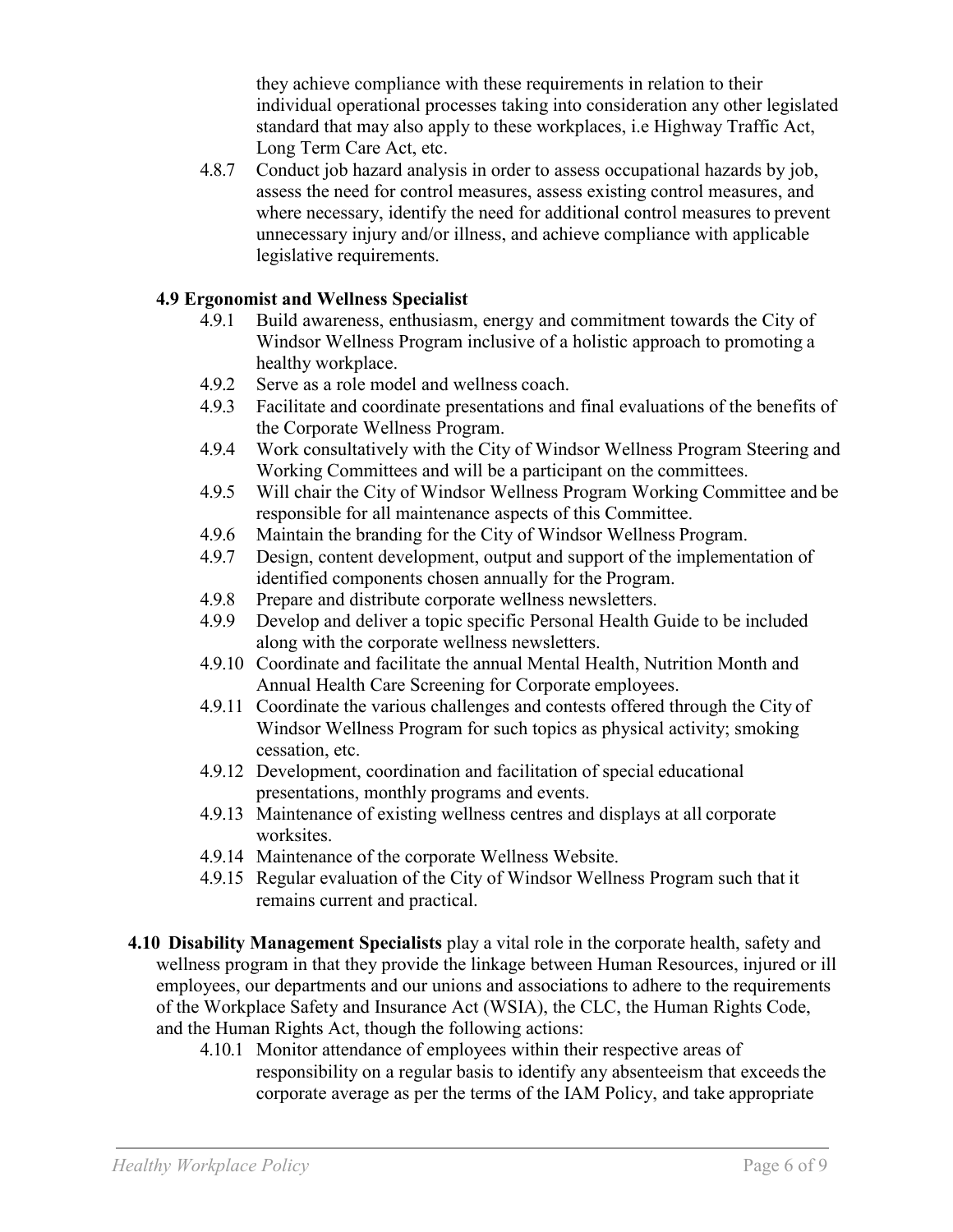they achieve compliance with these requirements in relation to their individual operational processes taking into consideration any other legislated standard that may also apply to these workplaces, i.e Highway Traffic Act, Long Term Care Act, etc.

4.8.7 Conduct job hazard analysis in order to assess occupational hazards by job, assess the need for control measures, assess existing control measures, and where necessary, identify the need for additional control measures to prevent unnecessary injury and/or illness, and achieve compliance with applicable legislative requirements.

### 4.9 Ergonomist and Wellness Specialist

4.9.1 Build awareness, enthusiasm, energy and commitment towards the City of Windsor Wellness Program inclusive of a holistic approach to promoting a healthy workplace.

4.9.2 Serve as a role model and wellness coach.

4.9.3 Facilitate and coordinate presentations and final evaluations of the benefits of the Corporate Wellness Program.

4.9.4 Work consultatively with the City of Windsor Wellness Program Steering and Working Committees and will be a participant on the committees.

4.9.5 Will chair the City of Windsor Wellness Program Working Committee and be responsible for all maintenance aspects of this Committee.

4.9.6 Maintain the branding for the City of Windsor Wellness Program.

4.9.7 Design, content development, output and support of the implementation of identified components chosen annually for the Program.

4.9.8 Prepare and distribute corporate wellness newsletters.

4.9.9 Develop and deliver a topic specific Personal Health Guide to be included along with the corporate wellness newsletters.

4.9.10 Coordinate and facilitate the annual Mental Health, Nutrition Month and Annual Health Care Screening for Corporate employees.

4.9.11 Coordinate the various challenges and contests offered through the City of Windsor Wellness Program for such topics as physical activity; smoking cessation, etc.

4.9.12 Development, coordination and facilitation of special educational presentations, monthly programs and events.

4.9.13 Maintenance of existing wellness centres and displays at all corporate worksites.

4.9.14 Maintenance of the corporate Wellness Website.

4.9.15 Regular evaluation of the City of Windsor Wellness Program such that it remains current and practical.

**4.10 Disability Management Specialists** play a vital role in the corporate health, safety and wellness program in that they provide the linkage between Human Resources, injured or ill employees, our departments and our unions and associations to adhere to the requirements of the Workplace Safety and Insurance Act (WSIA), the CLC, the Human Rights Code, and the Human Rights Act, though the following actions:

4.10.1 Monitor attendance of employees within their respective areas of responsibility on a regular basis to identify any absenteeism that exceeds the corporate average as per the terms of the IAM Policy, and take appropriate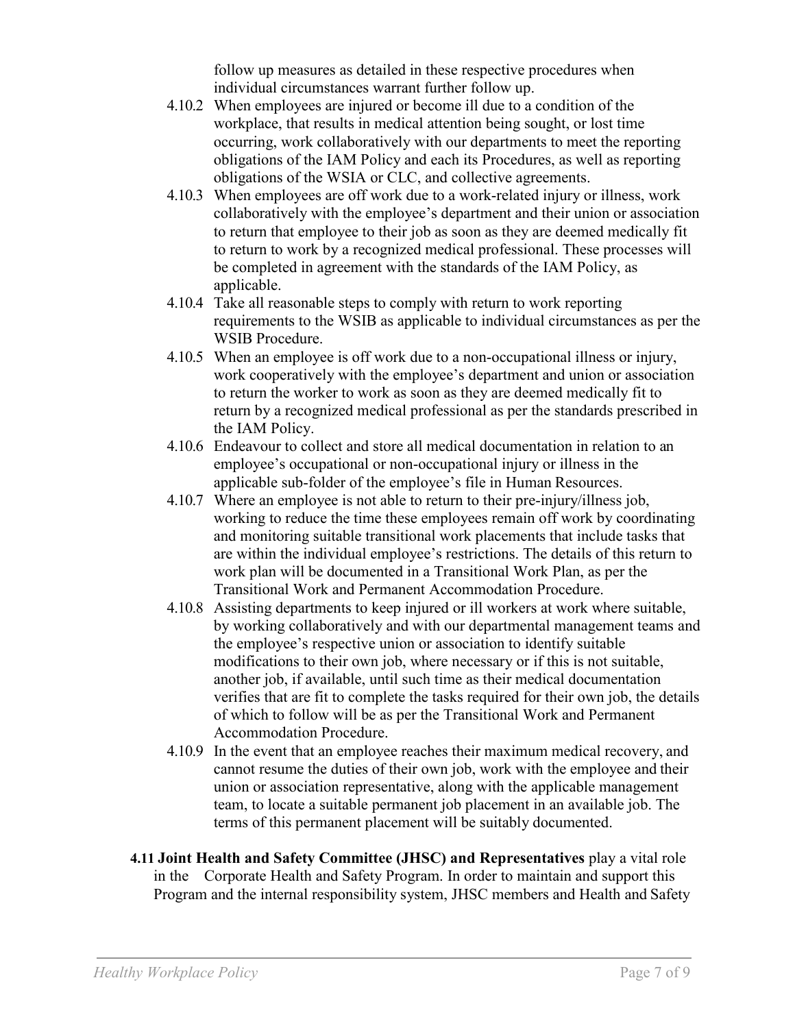follow up measures as detailed in these respective procedures when individual circumstances warrant further follow up.

4.10.2 When employees are injured or become ill due to a condition of the workplace, that results in medical attention being sought, or lost time occurring, work collaboratively with our departments to meet the reporting obligations of the IAM Policy and each its Procedures, as well as reporting obligations of the WSIA or CLC, and collective agreements.

4.10.3 When employees are off work due to a work-related injury or illness, work collaboratively with the employee's department and their union or association to return that employee to their job as soon as they are deemed medically fit to return to work by a recognized medical professional. These processes will be completed in agreement with the standards of the IAM Policy, as applicable.

4.10.4 Take all reasonable steps to comply with return to work reporting requirements to the WSIB as applicable to individual circumstances as per the WSIB Procedure.

4.10.5 When an employee is off work due to a non-occupational illness or injury, work cooperatively with the employee's department and union or association to return the worker to work as soon as they are deemed medically fit to return by a recognized medical professional as per the standards prescribed in the IAM Policy.

4.10.6 Endeavour to collect and store all medical documentation in relation to an employee's occupational or non-occupational injury or illness in the applicable sub-folder of the employee's file in Human Resources.

4.10.7 Where an employee is not able to return to their pre-injury/illness job, working to reduce the time these employees remain off work by coordinating and monitoring suitable transitional work placements that include tasks that are within the individual employee's restrictions. The details of this return to work plan will be documented in a Transitional Work Plan, as per the Transitional Work and Permanent Accommodation Procedure.

4.10.8 Assisting departments to keep injured or ill workers at work where suitable, by working collaboratively and with our departmental management teams and the employee's respective union or association to identify suitable modifications to their own job, where necessary or if this is not suitable, another job, if available, until such time as their medical documentation verifies that are fit to complete the tasks required for their own job, the details of which to follow will be as per the Transitional Work and Permanent Accommodation Procedure.

4.10.9 In the event that an employee reaches their maximum medical recovery, and cannot resume the duties of their own job, work with the employee and their union or association representative, along with the applicable management team, to locate a suitable permanent job placement in an available job. The terms of this permanent placement will be suitably documented.

**4.11 Joint Health and Safety Committee (JHSC) and Representatives** play a vital role in the Corporate Health and Safety Program. In order to maintain and support this Program and the internal responsibility system, JHSC members and Health and Safety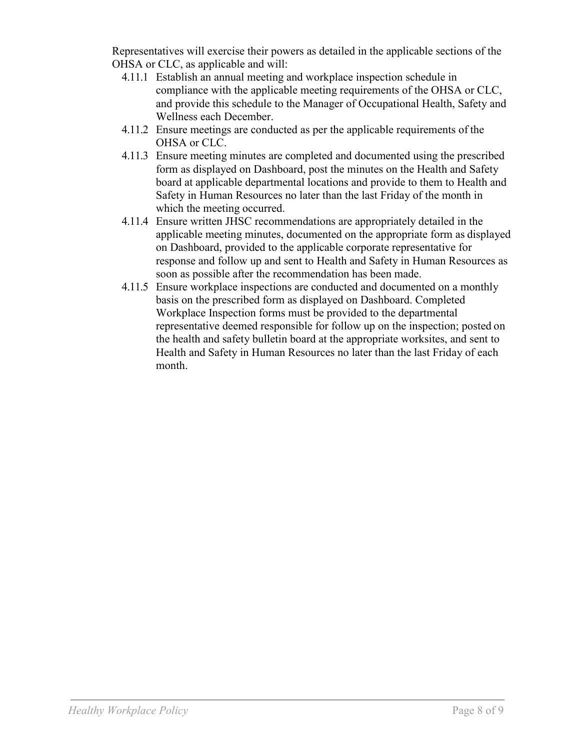Representatives will exercise their powers as detailed in the applicable sections of the OHSA or CLC, as applicable and will:

- 4.11.1 Establish an annual meeting and workplace inspection schedule in compliance with the applicable meeting requirements of the OHSA or CLC, and provide this schedule to the Manager of Occupational Health, Safety and Wellness each December.
- 4.11.2 Ensure meetings are conducted as per the applicable requirements of the OHSA or CLC.
- 4.11.3 Ensure meeting minutes are completed and documented using the prescribed form as displayed on Dashboard, post the minutes on the Health and Safety board at applicable departmental locations and provide to them to Health and Safety in Human Resources no later than the last Friday of the month in which the meeting occurred.
- 4.11.4 Ensure written JHSC recommendations are appropriately detailed in the applicable meeting minutes, documented on the appropriate form as displayed on Dashboard, provided to the applicable corporate representative for response and follow up and sent to Health and Safety in Human Resources as soon as possible after the recommendation has been made.
- 4.11.5 Ensure workplace inspections are conducted and documented on a monthly basis on the prescribed form as displayed on Dashboard. Completed Workplace Inspection forms must be provided to the departmental representative deemed responsible for follow up on the inspection; posted on the health and safety bulletin board at the appropriate worksites, and sent to Health and Safety in Human Resources no later than the last Friday of each month.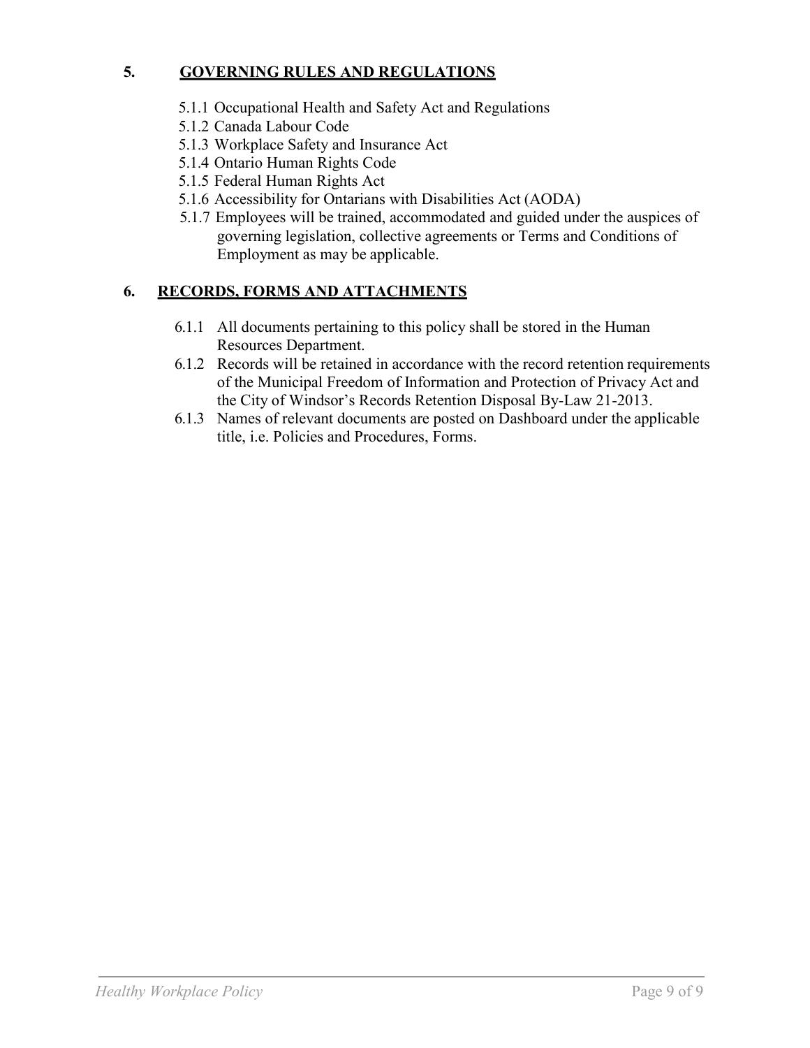## 5. GOVERNING RULES AND REGULATIONS

5.1.1 Occupational Health and Safety Act and Regulations
5.1.2 Canada Labour Code
5.1.3 Workplace Safety and Insurance Act
5.1.4 Ontario Human Rights Code
5.1.5 Federal Human Rights Act
5.1.6 Accessibility for Ontarians with Disabilities Act (AODA)
5.1.7 Employees will be trained, accommodated and guided under the auspices of governing legislation, collective agreements or Terms and Conditions of Employment as may be applicable.

## 6. RECORDS, FORMS AND ATTACHMENTS

6.1.1 All documents pertaining to this policy shall be stored in the Human Resources Department.
6.1.2 Records will be retained in accordance with the record retention requirements of the Municipal Freedom of Information and Protection of Privacy Act and the City of Windsor's Records Retention Disposal By-Law 21-2013.
6.1.3 Names of relevant documents are posted on Dashboard under the applicable title, i.e. Policies and Procedures, Forms.